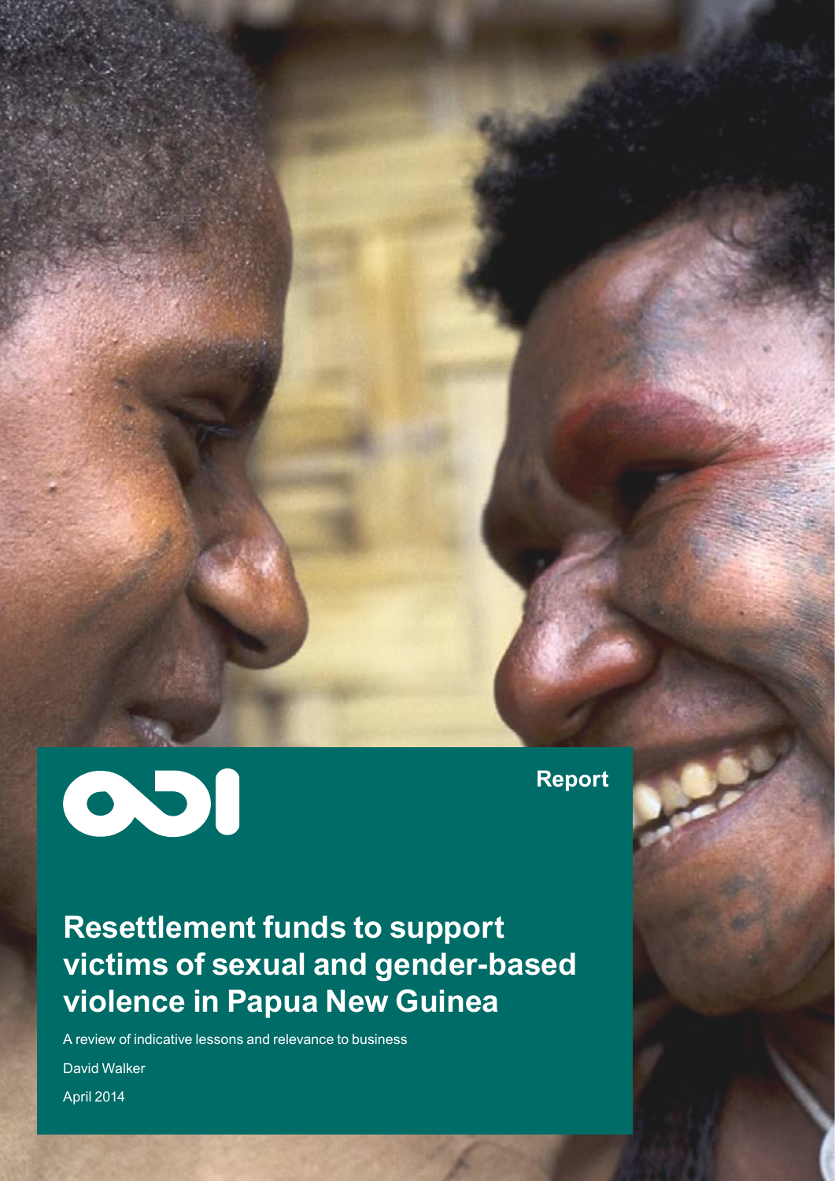Report

# Resettlement funds to support victims of sexual and gender-based violence in Papua New Guinea

A review of indicative lessons and relevance to business

David Walker

April 2014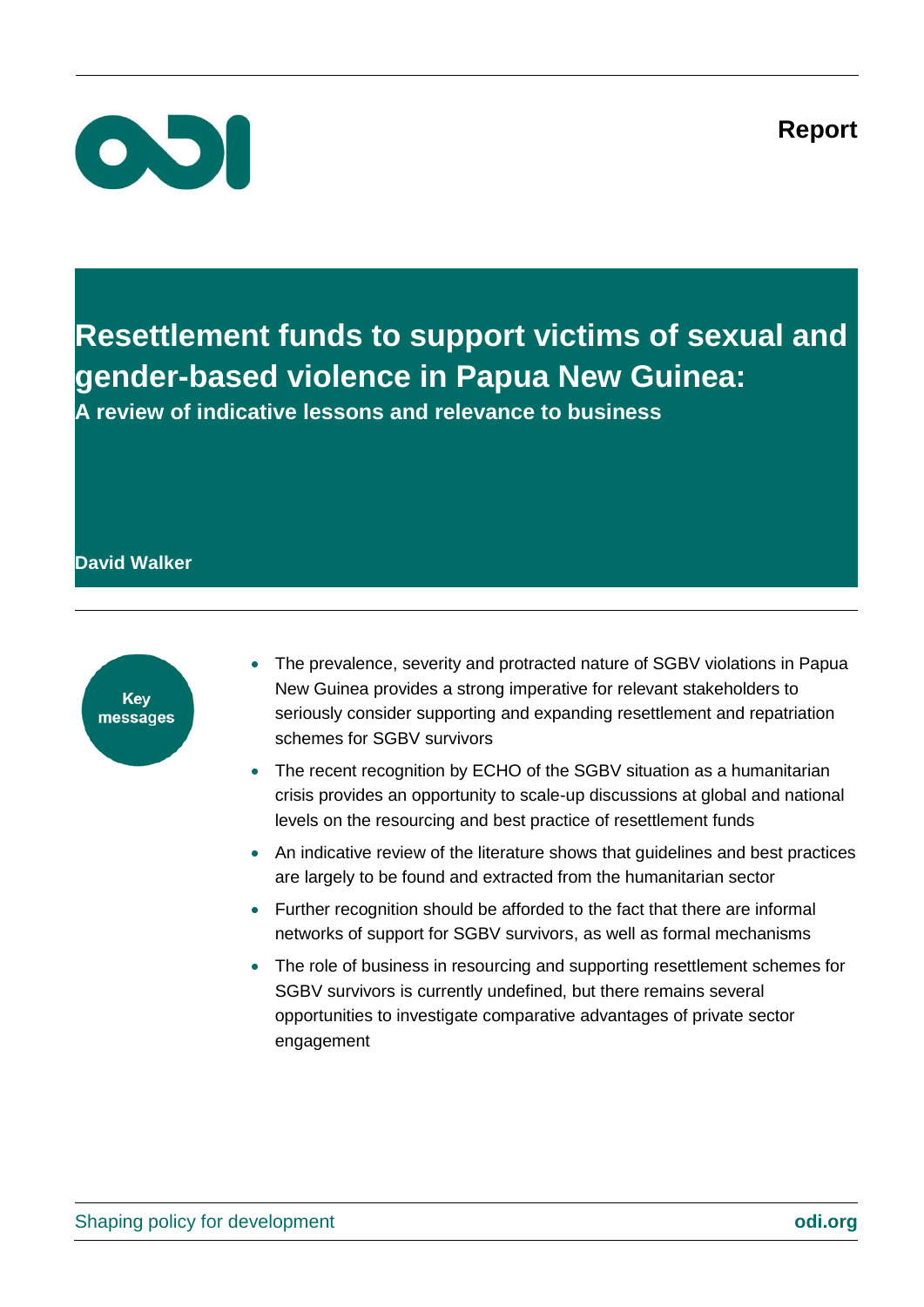Report

# Resettlement funds to support victims of sexual and gender-based violence in Papua New Guinea:

## A review of indicative lessons and relevance to business

**David Walker**

**Key messages**

- The prevalence, severity and protracted nature of SGBV violations in Papua New Guinea provides a strong imperative for relevant stakeholders to seriously consider supporting and expanding resettlement and repatriation schemes for SGBV survivors
- The recent recognition by ECHO of the SGBV situation as a humanitarian crisis provides an opportunity to scale-up discussions at global and national levels on the resourcing and best practice of resettlement funds
- An indicative review of the literature shows that guidelines and best practices are largely to be found and extracted from the humanitarian sector
- Further recognition should be afforded to the fact that there are informal networks of support for SGBV survivors, as well as formal mechanisms
- The role of business in resourcing and supporting resettlement schemes for SGBV survivors is currently undefined, but there remains several opportunities to investigate comparative advantages of private sector engagement

Shaping policy for development

odi.org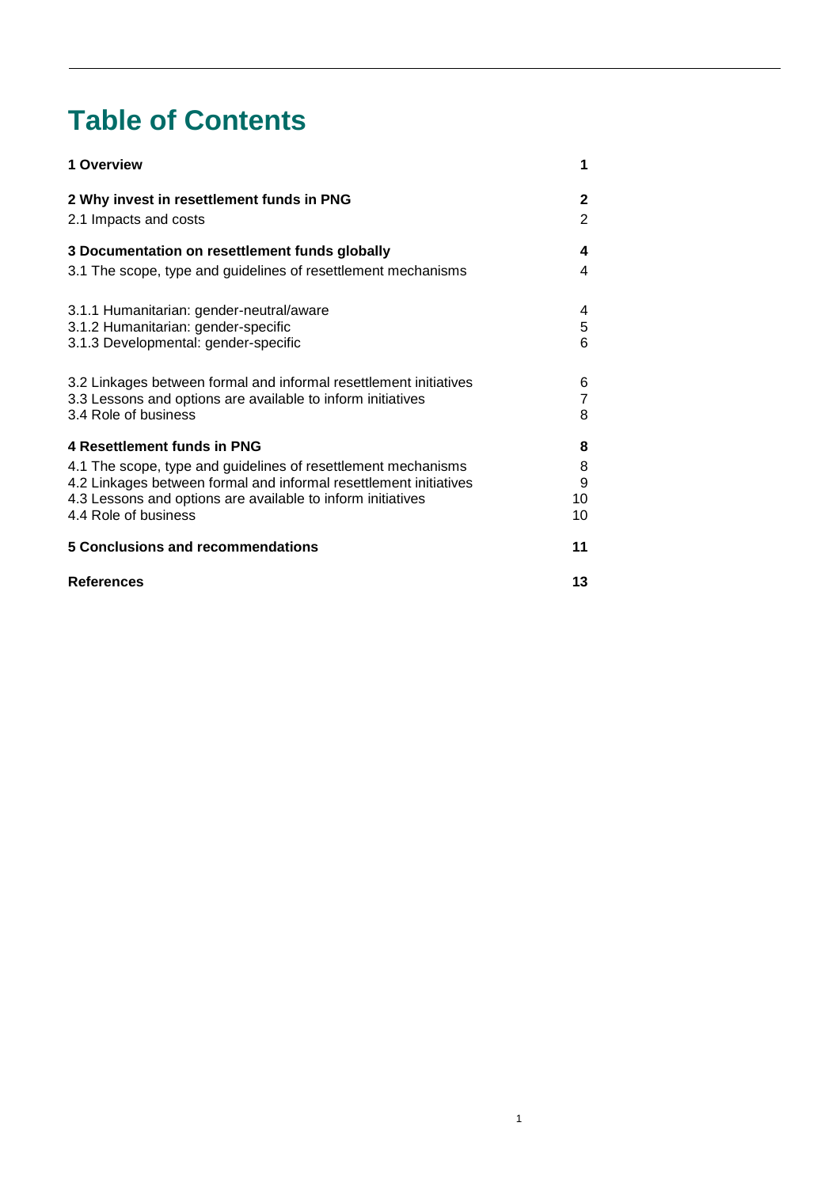# Table of Contents

| | |
|---|---|
| **1 Overview** | **1** |
| **2 Why invest in resettlement funds in PNG** | **2** |
| 2.1 Impacts and costs | 2 |
| **3 Documentation on resettlement funds globally** | **4** |
| 3.1 The scope, type and guidelines of resettlement mechanisms | 4 |
| 3.1.1 Humanitarian: gender-neutral/aware | 4 |
| 3.1.2 Humanitarian: gender-specific | 5 |
| 3.1.3 Developmental: gender-specific | 6 |
| 3.2 Linkages between formal and informal resettlement initiatives | 6 |
| 3.3 Lessons and options are available to inform initiatives | 7 |
| 3.4 Role of business | 8 |
| **4 Resettlement funds in PNG** | **8** |
| 4.1 The scope, type and guidelines of resettlement mechanisms | 8 |
| 4.2 Linkages between formal and informal resettlement initiatives | 9 |
| 4.3 Lessons and options are available to inform initiatives | 10 |
| 4.4 Role of business | 10 |
| **5 Conclusions and recommendations** | **11** |
| **References** | **13** |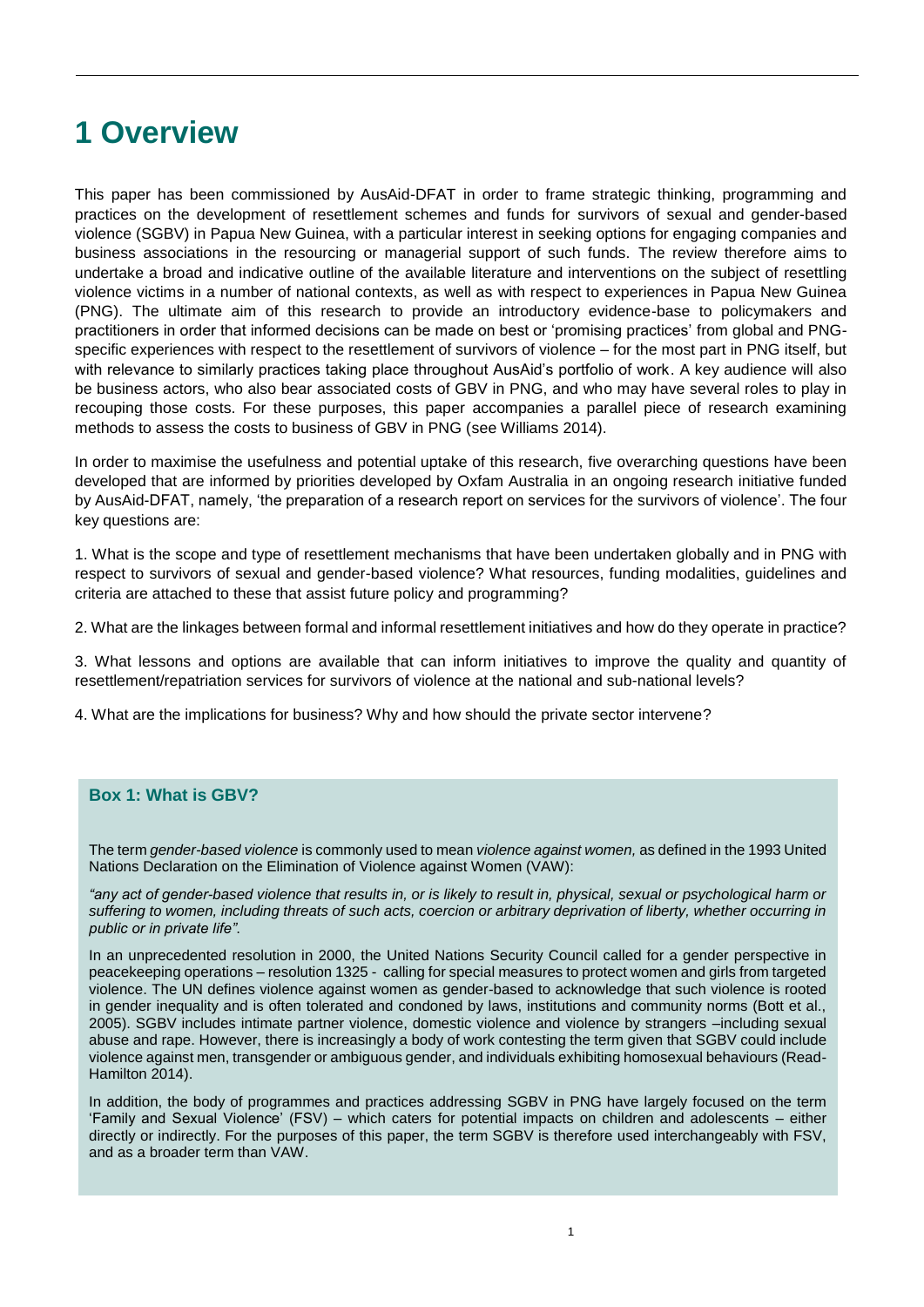# 1 Overview

This paper has been commissioned by AusAid-DFAT in order to frame strategic thinking, programming and practices on the development of resettlement schemes and funds for survivors of sexual and gender-based violence (SGBV) in Papua New Guinea, with a particular interest in seeking options for engaging companies and business associations in the resourcing or managerial support of such funds. The review therefore aims to undertake a broad and indicative outline of the available literature and interventions on the subject of resettling violence victims in a number of national contexts, as well as with respect to experiences in Papua New Guinea (PNG). The ultimate aim of this research to provide an introductory evidence-base to policymakers and practitioners in order that informed decisions can be made on best or 'promising practices' from global and PNG-specific experiences with respect to the resettlement of survivors of violence – for the most part in PNG itself, but with relevance to similarly practices taking place throughout AusAid's portfolio of work. A key audience will also be business actors, who also bear associated costs of GBV in PNG, and who may have several roles to play in recouping those costs. For these purposes, this paper accompanies a parallel piece of research examining methods to assess the costs to business of GBV in PNG (see Williams 2014).

In order to maximise the usefulness and potential uptake of this research, five overarching questions have been developed that are informed by priorities developed by Oxfam Australia in an ongoing research initiative funded by AusAid-DFAT, namely, 'the preparation of a research report on services for the survivors of violence'. The four key questions are:

1. What is the scope and type of resettlement mechanisms that have been undertaken globally and in PNG with respect to survivors of sexual and gender-based violence? What resources, funding modalities, guidelines and criteria are attached to these that assist future policy and programming?

2. What are the linkages between formal and informal resettlement initiatives and how do they operate in practice?

3. What lessons and options are available that can inform initiatives to improve the quality and quantity of resettlement/repatriation services for survivors of violence at the national and sub-national levels?

4. What are the implications for business? Why and how should the private sector intervene?

### Box 1: What is GBV?

The term *gender-based violence* is commonly used to mean *violence against women,* as defined in the 1993 United Nations Declaration on the Elimination of Violence against Women (VAW):

*"any act of gender-based violence that results in, or is likely to result in, physical, sexual or psychological harm or suffering to women, including threats of such acts, coercion or arbitrary deprivation of liberty, whether occurring in public or in private life".*

In an unprecedented resolution in 2000, the United Nations Security Council called for a gender perspective in peacekeeping operations – resolution 1325 - calling for special measures to protect women and girls from targeted violence. The UN defines violence against women as gender-based to acknowledge that such violence is rooted in gender inequality and is often tolerated and condoned by laws, institutions and community norms (Bott et al., 2005). SGBV includes intimate partner violence, domestic violence and violence by strangers –including sexual abuse and rape. However, there is increasingly a body of work contesting the term given that SGBV could include violence against men, transgender or ambiguous gender, and individuals exhibiting homosexual behaviours (Read-Hamilton 2014).

In addition, the body of programmes and practices addressing SGBV in PNG have largely focused on the term 'Family and Sexual Violence' (FSV) – which caters for potential impacts on children and adolescents – either directly or indirectly. For the purposes of this paper, the term SGBV is therefore used interchangeably with FSV, and as a broader term than VAW.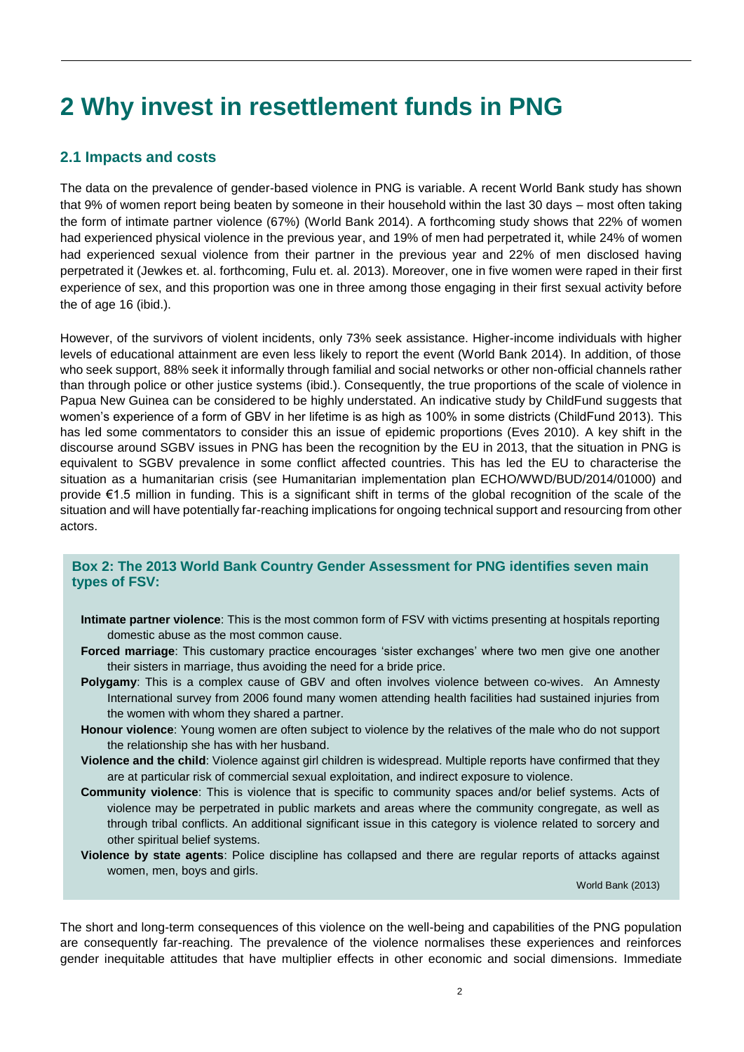# 2 Why invest in resettlement funds in PNG

## 2.1 Impacts and costs

The data on the prevalence of gender-based violence in PNG is variable. A recent World Bank study has shown that 9% of women report being beaten by someone in their household within the last 30 days – most often taking the form of intimate partner violence (67%) (World Bank 2014). A forthcoming study shows that 22% of women had experienced physical violence in the previous year, and 19% of men had perpetrated it, while 24% of women had experienced sexual violence from their partner in the previous year and 22% of men disclosed having perpetrated it (Jewkes et. al. forthcoming, Fulu et. al. 2013). Moreover, one in five women were raped in their first experience of sex, and this proportion was one in three among those engaging in their first sexual activity before the of age 16 (ibid.).

However, of the survivors of violent incidents, only 73% seek assistance. Higher-income individuals with higher levels of educational attainment are even less likely to report the event (World Bank 2014). In addition, of those who seek support, 88% seek it informally through familial and social networks or other non-official channels rather than through police or other justice systems (ibid.). Consequently, the true proportions of the scale of violence in Papua New Guinea can be considered to be highly understated. An indicative study by ChildFund suggests that women's experience of a form of GBV in her lifetime is as high as 100% in some districts (ChildFund 2013). This has led some commentators to consider this an issue of epidemic proportions (Eves 2010). A key shift in the discourse around SGBV issues in PNG has been the recognition by the EU in 2013, that the situation in PNG is equivalent to SGBV prevalence in some conflict affected countries. This has led the EU to characterise the situation as a humanitarian crisis (see Humanitarian implementation plan ECHO/WWD/BUD/2014/01000) and provide €1.5 million in funding. This is a significant shift in terms of the global recognition of the scale of the situation and will have potentially far-reaching implications for ongoing technical support and resourcing from other actors.

> **Box 2: The 2013 World Bank Country Gender Assessment for PNG identifies seven main types of FSV:**
>
> **Intimate partner violence**: This is the most common form of FSV with victims presenting at hospitals reporting domestic abuse as the most common cause.
>
> **Forced marriage**: This customary practice encourages 'sister exchanges' where two men give one another their sisters in marriage, thus avoiding the need for a bride price.
>
> **Polygamy**: This is a complex cause of GBV and often involves violence between co-wives. An Amnesty International survey from 2006 found many women attending health facilities had sustained injuries from the women with whom they shared a partner.
>
> **Honour violence**: Young women are often subject to violence by the relatives of the male who do not support the relationship she has with her husband.
>
> **Violence and the child**: Violence against girl children is widespread. Multiple reports have confirmed that they are at particular risk of commercial sexual exploitation, and indirect exposure to violence.
>
> **Community violence**: This is violence that is specific to community spaces and/or belief systems. Acts of violence may be perpetrated in public markets and areas where the community congregate, as well as through tribal conflicts. An additional significant issue in this category is violence related to sorcery and other spiritual belief systems.
>
> **Violence by state agents**: Police discipline has collapsed and there are regular reports of attacks against women, men, boys and girls.
>
> World Bank (2013)

The short and long-term consequences of this violence on the well-being and capabilities of the PNG population are consequently far-reaching. The prevalence of the violence normalises these experiences and reinforces gender inequitable attitudes that have multiplier effects in other economic and social dimensions. Immediate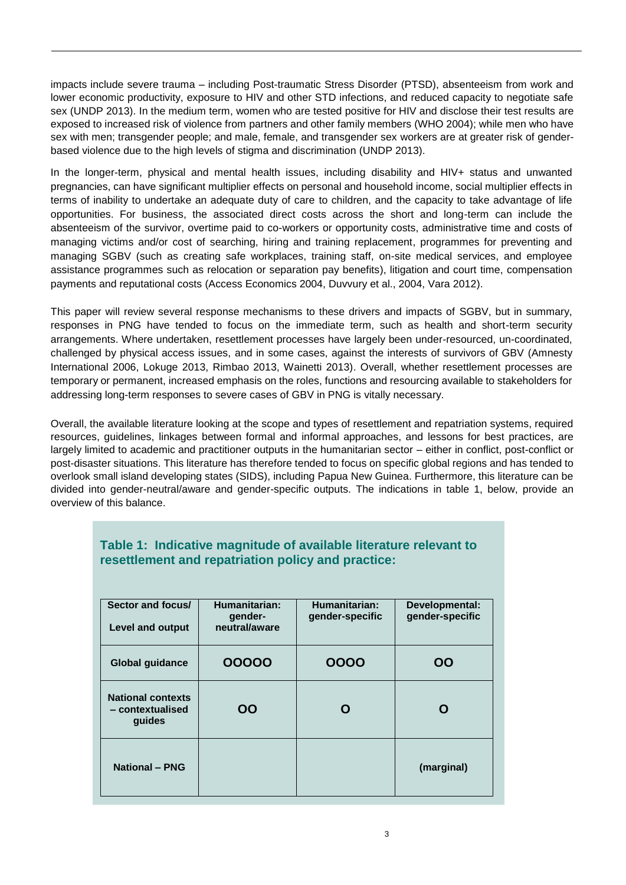impacts include severe trauma – including Post-traumatic Stress Disorder (PTSD), absenteeism from work and lower economic productivity, exposure to HIV and other STD infections, and reduced capacity to negotiate safe sex (UNDP 2013). In the medium term, women who are tested positive for HIV and disclose their test results are exposed to increased risk of violence from partners and other family members (WHO 2004); while men who have sex with men; transgender people; and male, female, and transgender sex workers are at greater risk of gender-based violence due to the high levels of stigma and discrimination (UNDP 2013).

In the longer-term, physical and mental health issues, including disability and HIV+ status and unwanted pregnancies, can have significant multiplier effects on personal and household income, social multiplier effects in terms of inability to undertake an adequate duty of care to children, and the capacity to take advantage of life opportunities. For business, the associated direct costs across the short and long-term can include the absenteeism of the survivor, overtime paid to co-workers or opportunity costs, administrative time and costs of managing victims and/or cost of searching, hiring and training replacement, programmes for preventing and managing SGBV (such as creating safe workplaces, training staff, on-site medical services, and employee assistance programmes such as relocation or separation pay benefits), litigation and court time, compensation payments and reputational costs (Access Economics 2004, Duvvury et al., 2004, Vara 2012).

This paper will review several response mechanisms to these drivers and impacts of SGBV, but in summary, responses in PNG have tended to focus on the immediate term, such as health and short-term security arrangements. Where undertaken, resettlement processes have largely been under-resourced, un-coordinated, challenged by physical access issues, and in some cases, against the interests of survivors of GBV (Amnesty International 2006, Lokuge 2013, Rimbao 2013, Wainetti 2013). Overall, whether resettlement processes are temporary or permanent, increased emphasis on the roles, functions and resourcing available to stakeholders for addressing long-term responses to severe cases of GBV in PNG is vitally necessary.

Overall, the available literature looking at the scope and types of resettlement and repatriation systems, required resources, guidelines, linkages between formal and informal approaches, and lessons for best practices, are largely limited to academic and practitioner outputs in the humanitarian sector – either in conflict, post-conflict or post-disaster situations. This literature has therefore tended to focus on specific global regions and has tended to overlook small island developing states (SIDS), including Papua New Guinea. Furthermore, this literature can be divided into gender-neutral/aware and gender-specific outputs. The indications in table 1, below, provide an overview of this balance.

**Table 1: Indicative magnitude of available literature relevant to resettlement and repatriation policy and practice:**

| Sector and focus/ Level and output | Humanitarian: gender-neutral/aware | Humanitarian: gender-specific | Developmental: gender-specific |
|---|---|---|---|
| **Global guidance** | OOOOO | OOOO | OO |
| **National contexts – contextualised guides** | OO | O | O |
| **National – PNG** | | | (marginal) |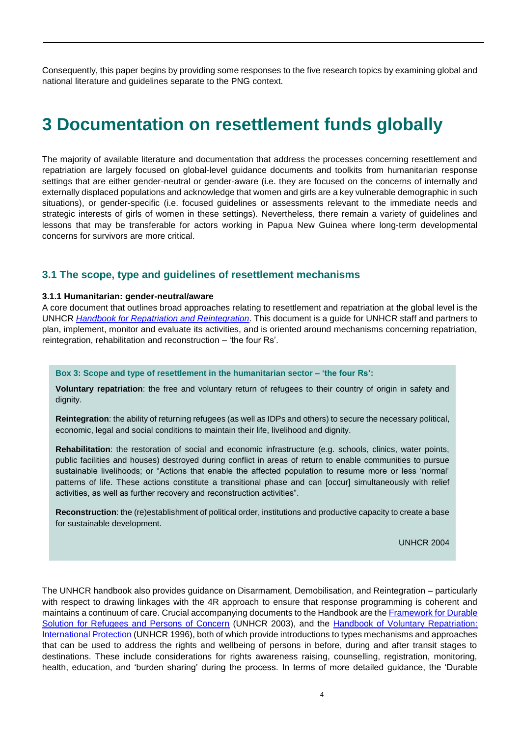Consequently, this paper begins by providing some responses to the five research topics by examining global and national literature and guidelines separate to the PNG context.

# 3 Documentation on resettlement funds globally

The majority of available literature and documentation that address the processes concerning resettlement and repatriation are largely focused on global-level guidance documents and toolkits from humanitarian response settings that are either gender-neutral or gender-aware (i.e. they are focused on the concerns of internally and externally displaced populations and acknowledge that women and girls are a key vulnerable demographic in such situations), or gender-specific (i.e. focused guidelines or assessments relevant to the immediate needs and strategic interests of girls of women in these settings). Nevertheless, there remain a variety of guidelines and lessons that may be transferable for actors working in Papua New Guinea where long-term developmental concerns for survivors are more critical.

## 3.1 The scope, type and guidelines of resettlement mechanisms

#### 3.1.1 Humanitarian: gender-neutral/aware

A core document that outlines broad approaches relating to resettlement and repatriation at the global level is the UNHCR *Handbook for Repatriation and Reintegration*. This document is a guide for UNHCR staff and partners to plan, implement, monitor and evaluate its activities, and is oriented around mechanisms concerning repatriation, reintegration, rehabilitation and reconstruction – 'the four Rs'.

> **Box 3: Scope and type of resettlement in the humanitarian sector – 'the four Rs':**
>
> **Voluntary repatriation**: the free and voluntary return of refugees to their country of origin in safety and dignity.
>
> **Reintegration**: the ability of returning refugees (as well as IDPs and others) to secure the necessary political, economic, legal and social conditions to maintain their life, livelihood and dignity.
>
> **Rehabilitation**: the restoration of social and economic infrastructure (e.g. schools, clinics, water points, public facilities and houses) destroyed during conflict in areas of return to enable communities to pursue sustainable livelihoods; or "Actions that enable the affected population to resume more or less 'normal' patterns of life. These actions constitute a transitional phase and can [occur] simultaneously with relief activities, as well as further recovery and reconstruction activities".
>
> **Reconstruction**: the (re)establishment of political order, institutions and productive capacity to create a base for sustainable development.
>
> UNHCR 2004

The UNHCR handbook also provides guidance on Disarmament, Demobilisation, and Reintegration – particularly with respect to drawing linkages with the 4R approach to ensure that response programming is coherent and maintains a continuum of care. Crucial accompanying documents to the Handbook are the Framework for Durable Solution for Refugees and Persons of Concern (UNHCR 2003), and the Handbook of Voluntary Repatriation: International Protection (UNHCR 1996), both of which provide introductions to types mechanisms and approaches that can be used to address the rights and wellbeing of persons in before, during and after transit stages to destinations. These include considerations for rights awareness raising, counselling, registration, monitoring, health, education, and 'burden sharing' during the process. In terms of more detailed guidance, the 'Durable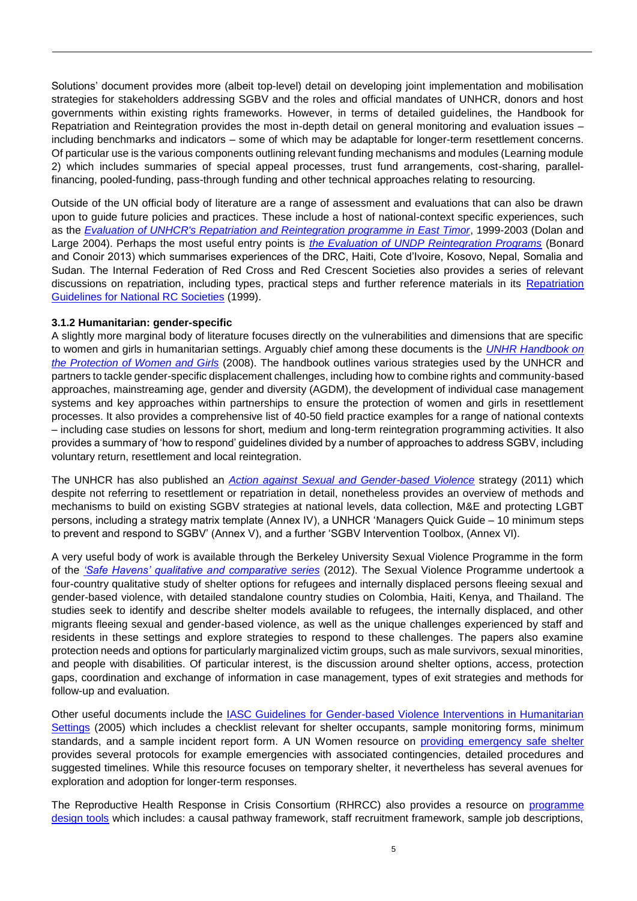Solutions' document provides more (albeit top-level) detail on developing joint implementation and mobilisation strategies for stakeholders addressing SGBV and the roles and official mandates of UNHCR, donors and host governments within existing rights frameworks. However, in terms of detailed guidelines, the Handbook for Repatriation and Reintegration provides the most in-depth detail on general monitoring and evaluation issues – including benchmarks and indicators – some of which may be adaptable for longer-term resettlement concerns. Of particular use is the various components outlining relevant funding mechanisms and modules (Learning module 2) which includes summaries of special appeal processes, trust fund arrangements, cost-sharing, parallel-financing, pooled-funding, pass-through funding and other technical approaches relating to resourcing.

Outside of the UN official body of literature are a range of assessment and evaluations that can also be drawn upon to guide future policies and practices. These include a host of national-context specific experiences, such as the *Evaluation of UNHCR's Repatriation and Reintegration programme in East Timor*, 1999-2003 (Dolan and Large 2004). Perhaps the most useful entry points is *the Evaluation of UNDP Reintegration Programs* (Bonard and Conoir 2013) which summarises experiences of the DRC, Haiti, Cote d'Ivoire, Kosovo, Nepal, Somalia and Sudan. The Internal Federation of Red Cross and Red Crescent Societies also provides a series of relevant discussions on repatriation, including types, practical steps and further reference materials in its Repatriation Guidelines for National RC Societies (1999).

### 3.1.2 Humanitarian: gender-specific

A slightly more marginal body of literature focuses directly on the vulnerabilities and dimensions that are specific to women and girls in humanitarian settings. Arguably chief among these documents is the *UNHR Handbook on the Protection of Women and Girls* (2008). The handbook outlines various strategies used by the UNHCR and partners to tackle gender-specific displacement challenges, including how to combine rights and community-based approaches, mainstreaming age, gender and diversity (AGDM), the development of individual case management systems and key approaches within partnerships to ensure the protection of women and girls in resettlement processes. It also provides a comprehensive list of 40-50 field practice examples for a range of national contexts – including case studies on lessons for short, medium and long-term reintegration programming activities. It also provides a summary of 'how to respond' guidelines divided by a number of approaches to address SGBV, including voluntary return, resettlement and local reintegration.

The UNHCR has also published an *Action against Sexual and Gender-based Violence* strategy (2011) which despite not referring to resettlement or repatriation in detail, nonetheless provides an overview of methods and mechanisms to build on existing SGBV strategies at national levels, data collection, M&E and protecting LGBT persons, including a strategy matrix template (Annex IV), a UNHCR 'Managers Quick Guide – 10 minimum steps to prevent and respond to SGBV' (Annex V), and a further 'SGBV Intervention Toolbox, (Annex VI).

A very useful body of work is available through the Berkeley University Sexual Violence Programme in the form of the *'Safe Havens' qualitative and comparative series* (2012). The Sexual Violence Programme undertook a four-country qualitative study of shelter options for refugees and internally displaced persons fleeing sexual and gender-based violence, with detailed standalone country studies on Colombia, Haiti, Kenya, and Thailand. The studies seek to identify and describe shelter models available to refugees, the internally displaced, and other migrants fleeing sexual and gender-based violence, as well as the unique challenges experienced by staff and residents in these settings and explore strategies to respond to these challenges. The papers also examine protection needs and options for particularly marginalized victim groups, such as male survivors, sexual minorities, and people with disabilities. Of particular interest, is the discussion around shelter options, access, protection gaps, coordination and exchange of information in case management, types of exit strategies and methods for follow-up and evaluation.

Other useful documents include the IASC Guidelines for Gender-based Violence Interventions in Humanitarian Settings (2005) which includes a checklist relevant for shelter occupants, sample monitoring forms, minimum standards, and a sample incident report form. A UN Women resource on providing emergency safe shelter provides several protocols for example emergencies with associated contingencies, detailed procedures and suggested timelines. While this resource focuses on temporary shelter, it nevertheless has several avenues for exploration and adoption for longer-term responses.

The Reproductive Health Response in Crisis Consortium (RHRCC) also provides a resource on programme design tools which includes: a causal pathway framework, staff recruitment framework, sample job descriptions,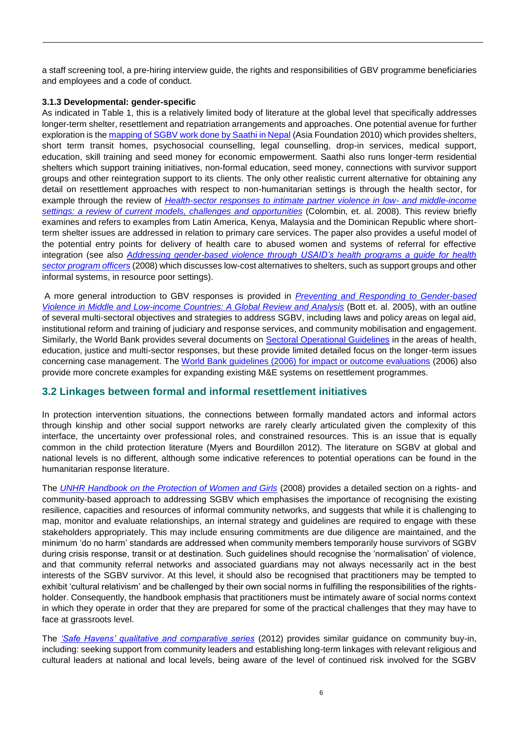a staff screening tool, a pre-hiring interview guide, the rights and responsibilities of GBV programme beneficiaries and employees and a code of conduct.

**3.1.3 Developmental: gender-specific**

As indicated in Table 1, this is a relatively limited body of literature at the global level that specifically addresses longer-term shelter, resettlement and repatriation arrangements and approaches. One potential avenue for further exploration is the [mapping of SGBV work done by Saathi in Nepal](#) (Asia Foundation 2010) which provides shelters, short term transit homes, psychosocial counselling, legal counselling, drop-in services, medical support, education, skill training and seed money for economic empowerment. Saathi also runs longer-term residential shelters which support training initiatives, non-formal education, seed money, connections with survivor support groups and other reintegration support to its clients. The only other realistic current alternative for obtaining any detail on resettlement approaches with respect to non-humanitarian settings is through the health sector, for example through the review of [*Health-sector responses to intimate partner violence in low- and middle-income settings: a review of current models, challenges and opportunities*](#) (Colombin, et. al. 2008). This review briefly examines and refers to examples from Latin America, Kenya, Malaysia and the Dominican Republic where short-term shelter issues are addressed in relation to primary care services. The paper also provides a useful model of the potential entry points for delivery of health care to abused women and systems of referral for effective integration (see also [*Addressing gender-based violence through USAID's health programs a guide for health sector program officers*](#) (2008) which discusses low-cost alternatives to shelters, such as support groups and other informal systems, in resource poor settings).

A more general introduction to GBV responses is provided in [*Preventing and Responding to Gender-based Violence in Middle and Low-income Countries: A Global Review and Analysis*](#) (Bott et. al. 2005), with an outline of several multi-sectoral objectives and strategies to address SGBV, including laws and policy areas on legal aid, institutional reform and training of judiciary and response services, and community mobilisation and engagement. Similarly, the World Bank provides several documents on [Sectoral Operational Guidelines](#) in the areas of health, education, justice and multi-sector responses, but these provide limited detailed focus on the longer-term issues concerning case management. The [World Bank guidelines (2006) for impact or outcome evaluations](#) (2006) also provide more concrete examples for expanding existing M&E systems on resettlement programmes.

## 3.2 Linkages between formal and informal resettlement initiatives

In protection intervention situations, the connections between formally mandated actors and informal actors through kinship and other social support networks are rarely clearly articulated given the complexity of this interface, the uncertainty over professional roles, and constrained resources. This is an issue that is equally common in the child protection literature (Myers and Bourdillon 2012). The literature on SGBV at global and national levels is no different, although some indicative references to potential operations can be found in the humanitarian response literature.

The [*UNHR Handbook on the Protection of Women and Girls*](#) (2008) provides a detailed section on a rights- and community-based approach to addressing SGBV which emphasises the importance of recognising the existing resilience, capacities and resources of informal community networks, and suggests that while it is challenging to map, monitor and evaluate relationships, an internal strategy and guidelines are required to engage with these stakeholders appropriately. This may include ensuring commitments are due diligence are maintained, and the minimum 'do no harm' standards are addressed when community members temporarily house survivors of SGBV during crisis response, transit or at destination. Such guidelines should recognise the 'normalisation' of violence, and that community referral networks and associated guardians may not always necessarily act in the best interests of the SGBV survivor. At this level, it should also be recognised that practitioners may be tempted to exhibit 'cultural relativism' and be challenged by their own social norms in fulfilling the responsibilities of the rights-holder. Consequently, the handbook emphasis that practitioners must be intimately aware of social norms context in which they operate in order that they are prepared for some of the practical challenges that they may have to face at grassroots level.

The [*'Safe Havens' qualitative and comparative series*](#) (2012) provides similar guidance on community buy-in, including: seeking support from community leaders and establishing long-term linkages with relevant religious and cultural leaders at national and local levels, being aware of the level of continued risk involved for the SGBV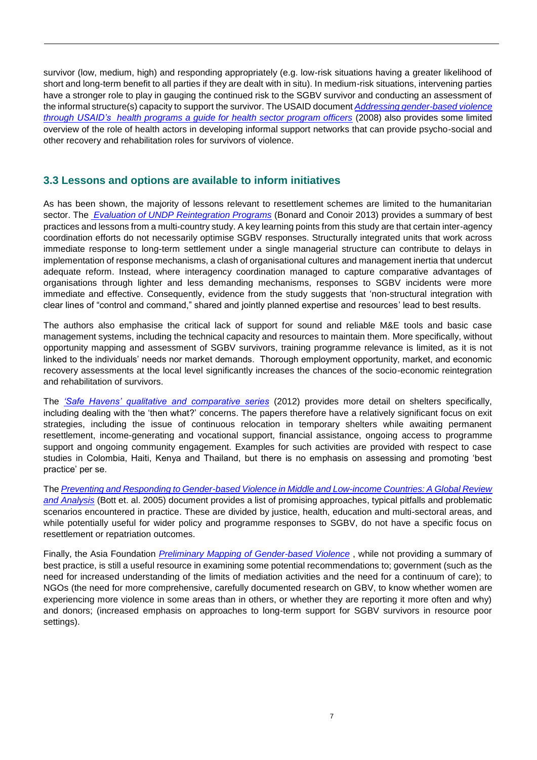survivor (low, medium, high) and responding appropriately (e.g. low-risk situations having a greater likelihood of short and long-term benefit to all parties if they are dealt with in situ). In medium-risk situations, intervening parties have a stronger role to play in gauging the continued risk to the SGBV survivor and conducting an assessment of the informal structure(s) capacity to support the survivor. The USAID document *Addressing gender-based violence through USAID's health programs a guide for health sector program officers* (2008) also provides some limited overview of the role of health actors in developing informal support networks that can provide psycho-social and other recovery and rehabilitation roles for survivors of violence.

## 3.3 Lessons and options are available to inform initiatives

As has been shown, the majority of lessons relevant to resettlement schemes are limited to the humanitarian sector. The *Evaluation of UNDP Reintegration Programs* (Bonard and Conoir 2013) provides a summary of best practices and lessons from a multi-country study. A key learning points from this study are that certain inter-agency coordination efforts do not necessarily optimise SGBV responses. Structurally integrated units that work across immediate response to long-term settlement under a single managerial structure can contribute to delays in implementation of response mechanisms, a clash of organisational cultures and management inertia that undercut adequate reform. Instead, where interagency coordination managed to capture comparative advantages of organisations through lighter and less demanding mechanisms, responses to SGBV incidents were more immediate and effective. Consequently, evidence from the study suggests that 'non-structural integration with clear lines of "control and command," shared and jointly planned expertise and resources' lead to best results.

The authors also emphasise the critical lack of support for sound and reliable M&E tools and basic case management systems, including the technical capacity and resources to maintain them. More specifically, without opportunity mapping and assessment of SGBV survivors, training programme relevance is limited, as it is not linked to the individuals' needs nor market demands. Thorough employment opportunity, market, and economic recovery assessments at the local level significantly increases the chances of the socio-economic reintegration and rehabilitation of survivors.

The *'Safe Havens' qualitative and comparative series* (2012) provides more detail on shelters specifically, including dealing with the 'then what?' concerns. The papers therefore have a relatively significant focus on exit strategies, including the issue of continuous relocation in temporary shelters while awaiting permanent resettlement, income-generating and vocational support, financial assistance, ongoing access to programme support and ongoing community engagement. Examples for such activities are provided with respect to case studies in Colombia, Haiti, Kenya and Thailand, but there is no emphasis on assessing and promoting 'best practice' per se.

The *Preventing and Responding to Gender-based Violence in Middle and Low-income Countries: A Global Review and Analysis* (Bott et. al. 2005) document provides a list of promising approaches, typical pitfalls and problematic scenarios encountered in practice. These are divided by justice, health, education and multi-sectoral areas, and while potentially useful for wider policy and programme responses to SGBV, do not have a specific focus on resettlement or repatriation outcomes.

Finally, the Asia Foundation *Preliminary Mapping of Gender-based Violence* , while not providing a summary of best practice, is still a useful resource in examining some potential recommendations to; government (such as the need for increased understanding of the limits of mediation activities and the need for a continuum of care); to NGOs (the need for more comprehensive, carefully documented research on GBV, to know whether women are experiencing more violence in some areas than in others, or whether they are reporting it more often and why) and donors; (increased emphasis on approaches to long-term support for SGBV survivors in resource poor settings).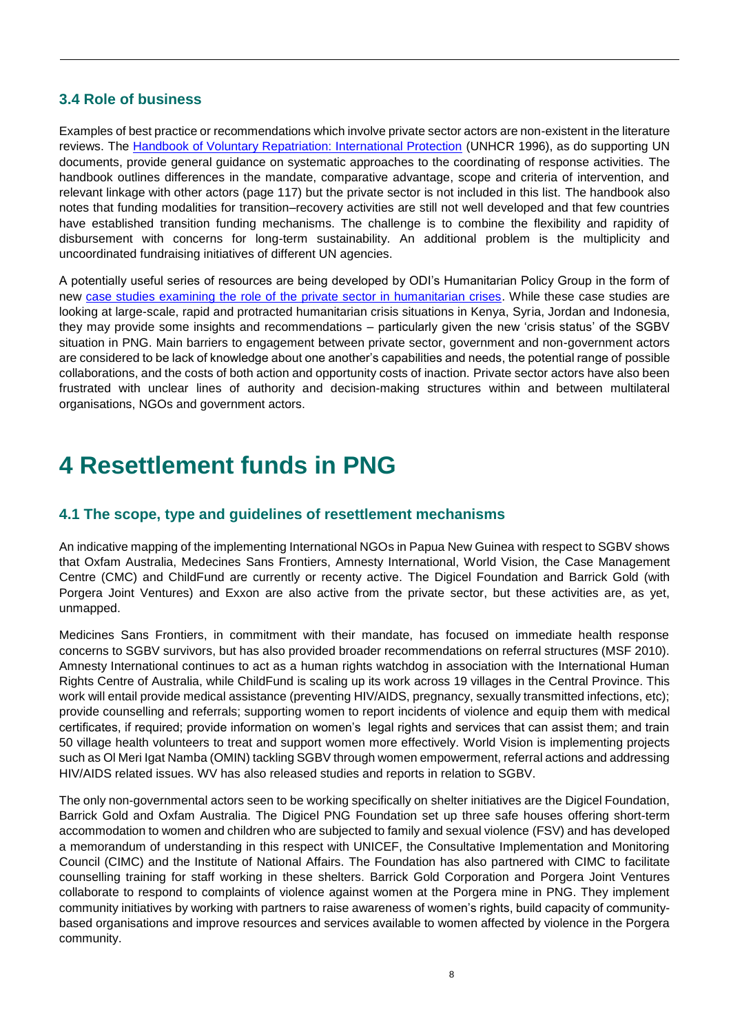### 3.4 Role of business

Examples of best practice or recommendations which involve private sector actors are non-existent in the literature reviews. The [Handbook of Voluntary Repatriation: International Protection](#) (UNHCR 1996), as do supporting UN documents, provide general guidance on systematic approaches to the coordinating of response activities. The handbook outlines differences in the mandate, comparative advantage, scope and criteria of intervention, and relevant linkage with other actors (page 117) but the private sector is not included in this list. The handbook also notes that funding modalities for transition–recovery activities are still not well developed and that few countries have established transition funding mechanisms. The challenge is to combine the flexibility and rapidity of disbursement with concerns for long-term sustainability. An additional problem is the multiplicity and uncoordinated fundraising initiatives of different UN agencies.

A potentially useful series of resources are being developed by ODI's Humanitarian Policy Group in the form of new [case studies examining the role of the private sector in humanitarian crises](#). While these case studies are looking at large-scale, rapid and protracted humanitarian crisis situations in Kenya, Syria, Jordan and Indonesia, they may provide some insights and recommendations – particularly given the new 'crisis status' of the SGBV situation in PNG. Main barriers to engagement between private sector, government and non-government actors are considered to be lack of knowledge about one another's capabilities and needs, the potential range of possible collaborations, and the costs of both action and opportunity costs of inaction. Private sector actors have also been frustrated with unclear lines of authority and decision-making structures within and between multilateral organisations, NGOs and government actors.

# 4 Resettlement funds in PNG

### 4.1 The scope, type and guidelines of resettlement mechanisms

An indicative mapping of the implementing International NGOs in Papua New Guinea with respect to SGBV shows that Oxfam Australia, Medecines Sans Frontiers, Amnesty International, World Vision, the Case Management Centre (CMC) and ChildFund are currently or recenty active. The Digicel Foundation and Barrick Gold (with Porgera Joint Ventures) and Exxon are also active from the private sector, but these activities are, as yet, unmapped.

Medicines Sans Frontiers, in commitment with their mandate, has focused on immediate health response concerns to SGBV survivors, but has also provided broader recommendations on referral structures (MSF 2010). Amnesty International continues to act as a human rights watchdog in association with the International Human Rights Centre of Australia, while ChildFund is scaling up its work across 19 villages in the Central Province. This work will entail provide medical assistance (preventing HIV/AIDS, pregnancy, sexually transmitted infections, etc); provide counselling and referrals; supporting women to report incidents of violence and equip them with medical certificates, if required; provide information on women's legal rights and services that can assist them; and train 50 village health volunteers to treat and support women more effectively. World Vision is implementing projects such as Ol Meri Igat Namba (OMIN) tackling SGBV through women empowerment, referral actions and addressing HIV/AIDS related issues. WV has also released studies and reports in relation to SGBV.

The only non-governmental actors seen to be working specifically on shelter initiatives are the Digicel Foundation, Barrick Gold and Oxfam Australia. The Digicel PNG Foundation set up three safe houses offering short-term accommodation to women and children who are subjected to family and sexual violence (FSV) and has developed a memorandum of understanding in this respect with UNICEF, the Consultative Implementation and Monitoring Council (CIMC) and the Institute of National Affairs. The Foundation has also partnered with CIMC to facilitate counselling training for staff working in these shelters. Barrick Gold Corporation and Porgera Joint Ventures collaborate to respond to complaints of violence against women at the Porgera mine in PNG. They implement community initiatives by working with partners to raise awareness of women's rights, build capacity of community-based organisations and improve resources and services available to women affected by violence in the Porgera community.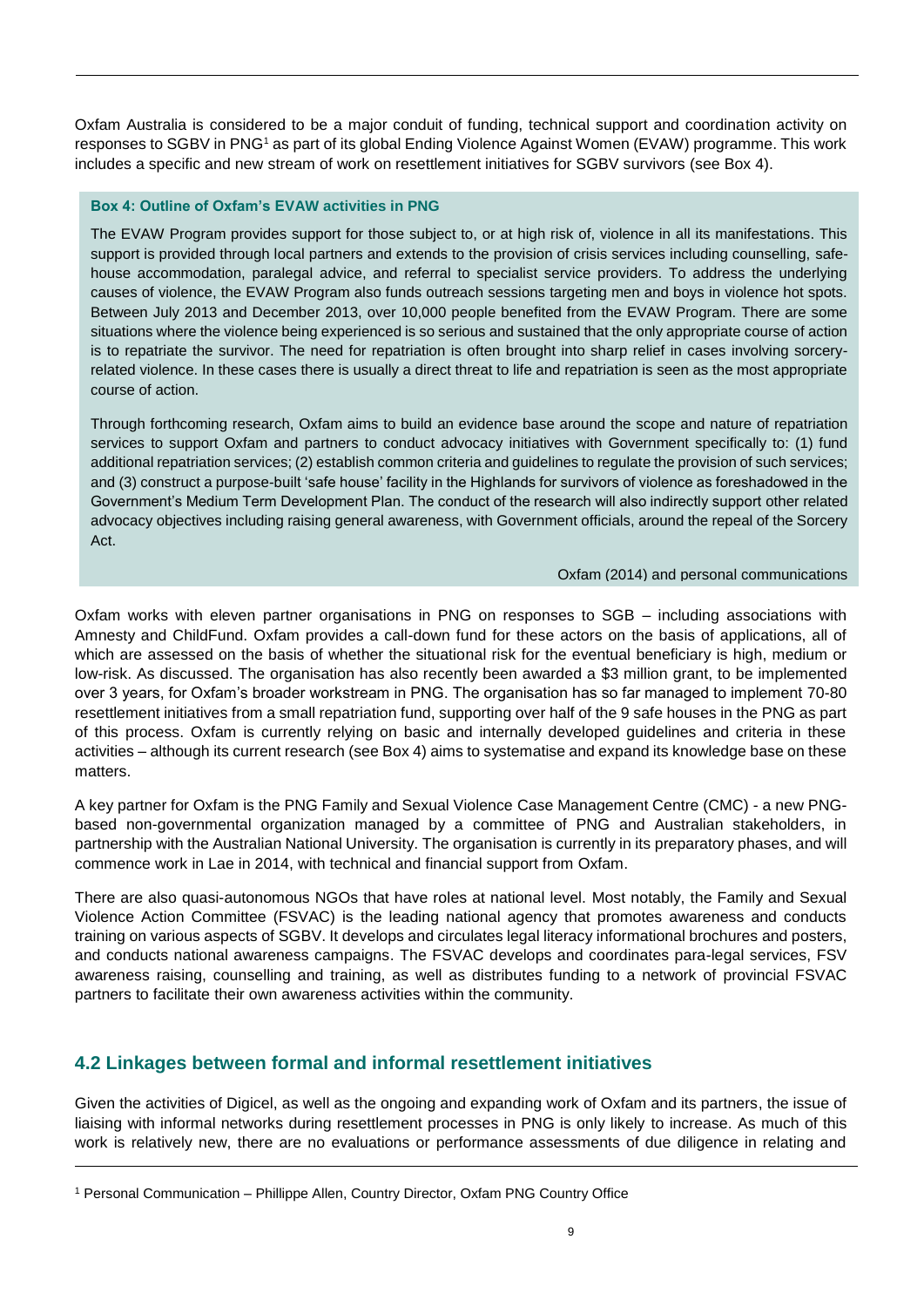Oxfam Australia is considered to be a major conduit of funding, technical support and coordination activity on responses to SGBV in PNG[1] as part of its global Ending Violence Against Women (EVAW) programme. This work includes a specific and new stream of work on resettlement initiatives for SGBV survivors (see Box 4).

> **Box 4: Outline of Oxfam's EVAW activities in PNG**
>
> The EVAW Program provides support for those subject to, or at high risk of, violence in all its manifestations. This support is provided through local partners and extends to the provision of crisis services including counselling, safe-house accommodation, paralegal advice, and referral to specialist service providers. To address the underlying causes of violence, the EVAW Program also funds outreach sessions targeting men and boys in violence hot spots. Between July 2013 and December 2013, over 10,000 people benefited from the EVAW Program. There are some situations where the violence being experienced is so serious and sustained that the only appropriate course of action is to repatriate the survivor. The need for repatriation is often brought into sharp relief in cases involving sorcery-related violence. In these cases there is usually a direct threat to life and repatriation is seen as the most appropriate course of action.
>
> Through forthcoming research, Oxfam aims to build an evidence base around the scope and nature of repatriation services to support Oxfam and partners to conduct advocacy initiatives with Government specifically to: (1) fund additional repatriation services; (2) establish common criteria and guidelines to regulate the provision of such services; and (3) construct a purpose-built 'safe house' facility in the Highlands for survivors of violence as foreshadowed in the Government's Medium Term Development Plan. The conduct of the research will also indirectly support other related advocacy objectives including raising general awareness, with Government officials, around the repeal of the Sorcery Act.
>
> Oxfam (2014) and personal communications

Oxfam works with eleven partner organisations in PNG on responses to SGB – including associations with Amnesty and ChildFund. Oxfam provides a call-down fund for these actors on the basis of applications, all of which are assessed on the basis of whether the situational risk for the eventual beneficiary is high, medium or low-risk. As discussed. The organisation has also recently been awarded a $3 million grant, to be implemented over 3 years, for Oxfam's broader workstream in PNG. The organisation has so far managed to implement 70-80 resettlement initiatives from a small repatriation fund, supporting over half of the 9 safe houses in the PNG as part of this process. Oxfam is currently relying on basic and internally developed guidelines and criteria in these activities – although its current research (see Box 4) aims to systematise and expand its knowledge base on these matters.

A key partner for Oxfam is the PNG Family and Sexual Violence Case Management Centre (CMC) - a new PNG-based non-governmental organization managed by a committee of PNG and Australian stakeholders, in partnership with the Australian National University. The organisation is currently in its preparatory phases, and will commence work in Lae in 2014, with technical and financial support from Oxfam.

There are also quasi-autonomous NGOs that have roles at national level. Most notably, the Family and Sexual Violence Action Committee (FSVAC) is the leading national agency that promotes awareness and conducts training on various aspects of SGBV. It develops and circulates legal literacy informational brochures and posters, and conducts national awareness campaigns. The FSVAC develops and coordinates para-legal services, FSV awareness raising, counselling and training, as well as distributes funding to a network of provincial FSVAC partners to facilitate their own awareness activities within the community.

## 4.2 Linkages between formal and informal resettlement initiatives

Given the activities of Digicel, as well as the ongoing and expanding work of Oxfam and its partners, the issue of liaising with informal networks during resettlement processes in PNG is only likely to increase. As much of this work is relatively new, there are no evaluations or performance assessments of due diligence in relating and

[1] Personal Communication – Phillippe Allen, Country Director, Oxfam PNG Country Office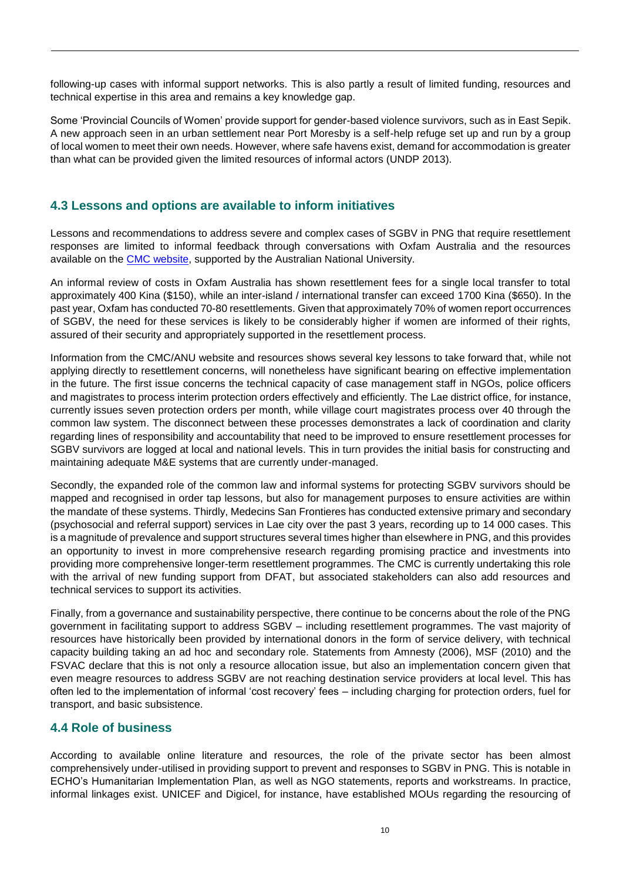following-up cases with informal support networks. This is also partly a result of limited funding, resources and technical expertise in this area and remains a key knowledge gap.

Some 'Provincial Councils of Women' provide support for gender-based violence survivors, such as in East Sepik. A new approach seen in an urban settlement near Port Moresby is a self-help refuge set up and run by a group of local women to meet their own needs. However, where safe havens exist, demand for accommodation is greater than what can be provided given the limited resources of informal actors (UNDP 2013).

## 4.3 Lessons and options are available to inform initiatives

Lessons and recommendations to address severe and complex cases of SGBV in PNG that require resettlement responses are limited to informal feedback through conversations with Oxfam Australia and the resources available on the [CMC website](), supported by the Australian National University.

An informal review of costs in Oxfam Australia has shown resettlement fees for a single local transfer to total approximately 400 Kina ($150), while an inter-island / international transfer can exceed 1700 Kina ($650). In the past year, Oxfam has conducted 70-80 resettlements. Given that approximately 70% of women report occurrences of SGBV, the need for these services is likely to be considerably higher if women are informed of their rights, assured of their security and appropriately supported in the resettlement process.

Information from the CMC/ANU website and resources shows several key lessons to take forward that, while not applying directly to resettlement concerns, will nonetheless have significant bearing on effective implementation in the future. The first issue concerns the technical capacity of case management staff in NGOs, police officers and magistrates to process interim protection orders effectively and efficiently. The Lae district office, for instance, currently issues seven protection orders per month, while village court magistrates process over 40 through the common law system. The disconnect between these processes demonstrates a lack of coordination and clarity regarding lines of responsibility and accountability that need to be improved to ensure resettlement processes for SGBV survivors are logged at local and national levels. This in turn provides the initial basis for constructing and maintaining adequate M&E systems that are currently under-managed.

Secondly, the expanded role of the common law and informal systems for protecting SGBV survivors should be mapped and recognised in order tap lessons, but also for management purposes to ensure activities are within the mandate of these systems. Thirdly, Medecins San Frontieres has conducted extensive primary and secondary (psychosocial and referral support) services in Lae city over the past 3 years, recording up to 14 000 cases. This is a magnitude of prevalence and support structures several times higher than elsewhere in PNG, and this provides an opportunity to invest in more comprehensive research regarding promising practice and investments into providing more comprehensive longer-term resettlement programmes. The CMC is currently undertaking this role with the arrival of new funding support from DFAT, but associated stakeholders can also add resources and technical services to support its activities.

Finally, from a governance and sustainability perspective, there continue to be concerns about the role of the PNG government in facilitating support to address SGBV – including resettlement programmes. The vast majority of resources have historically been provided by international donors in the form of service delivery, with technical capacity building taking an ad hoc and secondary role. Statements from Amnesty (2006), MSF (2010) and the FSVAC declare that this is not only a resource allocation issue, but also an implementation concern given that even meagre resources to address SGBV are not reaching destination service providers at local level. This has often led to the implementation of informal 'cost recovery' fees – including charging for protection orders, fuel for transport, and basic subsistence.

## 4.4 Role of business

According to available online literature and resources, the role of the private sector has been almost comprehensively under-utilised in providing support to prevent and responses to SGBV in PNG. This is notable in ECHO's Humanitarian Implementation Plan, as well as NGO statements, reports and workstreams. In practice, informal linkages exist. UNICEF and Digicel, for instance, have established MOUs regarding the resourcing of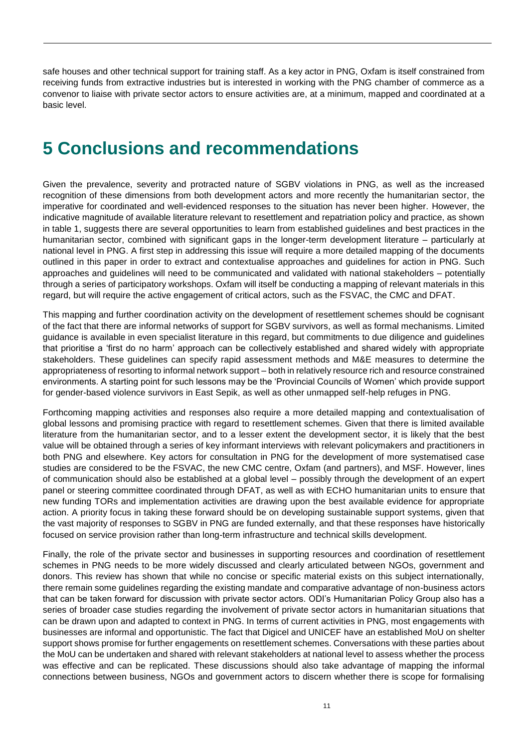safe houses and other technical support for training staff. As a key actor in PNG, Oxfam is itself constrained from receiving funds from extractive industries but is interested in working with the PNG chamber of commerce as a convenor to liaise with private sector actors to ensure activities are, at a minimum, mapped and coordinated at a basic level.

# 5 Conclusions and recommendations

Given the prevalence, severity and protracted nature of SGBV violations in PNG, as well as the increased recognition of these dimensions from both development actors and more recently the humanitarian sector, the imperative for coordinated and well-evidenced responses to the situation has never been higher. However, the indicative magnitude of available literature relevant to resettlement and repatriation policy and practice, as shown in table 1, suggests there are several opportunities to learn from established guidelines and best practices in the humanitarian sector, combined with significant gaps in the longer-term development literature – particularly at national level in PNG. A first step in addressing this issue will require a more detailed mapping of the documents outlined in this paper in order to extract and contextualise approaches and guidelines for action in PNG. Such approaches and guidelines will need to be communicated and validated with national stakeholders – potentially through a series of participatory workshops. Oxfam will itself be conducting a mapping of relevant materials in this regard, but will require the active engagement of critical actors, such as the FSVAC, the CMC and DFAT.

This mapping and further coordination activity on the development of resettlement schemes should be cognisant of the fact that there are informal networks of support for SGBV survivors, as well as formal mechanisms. Limited guidance is available in even specialist literature in this regard, but commitments to due diligence and guidelines that prioritise a 'first do no harm' approach can be collectively established and shared widely with appropriate stakeholders. These guidelines can specify rapid assessment methods and M&E measures to determine the appropriateness of resorting to informal network support – both in relatively resource rich and resource constrained environments. A starting point for such lessons may be the 'Provincial Councils of Women' which provide support for gender-based violence survivors in East Sepik, as well as other unmapped self-help refuges in PNG.

Forthcoming mapping activities and responses also require a more detailed mapping and contextualisation of global lessons and promising practice with regard to resettlement schemes. Given that there is limited available literature from the humanitarian sector, and to a lesser extent the development sector, it is likely that the best value will be obtained through a series of key informant interviews with relevant policymakers and practitioners in both PNG and elsewhere. Key actors for consultation in PNG for the development of more systematised case studies are considered to be the FSVAC, the new CMC centre, Oxfam (and partners), and MSF. However, lines of communication should also be established at a global level – possibly through the development of an expert panel or steering committee coordinated through DFAT, as well as with ECHO humanitarian units to ensure that new funding TORs and implementation activities are drawing upon the best available evidence for appropriate action. A priority focus in taking these forward should be on developing sustainable support systems, given that the vast majority of responses to SGBV in PNG are funded externally, and that these responses have historically focused on service provision rather than long-term infrastructure and technical skills development.

Finally, the role of the private sector and businesses in supporting resources and coordination of resettlement schemes in PNG needs to be more widely discussed and clearly articulated between NGOs, government and donors. This review has shown that while no concise or specific material exists on this subject internationally, there remain some guidelines regarding the existing mandate and comparative advantage of non-business actors that can be taken forward for discussion with private sector actors. ODI's Humanitarian Policy Group also has a series of broader case studies regarding the involvement of private sector actors in humanitarian situations that can be drawn upon and adapted to context in PNG. In terms of current activities in PNG, most engagements with businesses are informal and opportunistic. The fact that Digicel and UNICEF have an established MoU on shelter support shows promise for further engagements on resettlement schemes. Conversations with these parties about the MoU can be undertaken and shared with relevant stakeholders at national level to assess whether the process was effective and can be replicated. These discussions should also take advantage of mapping the informal connections between business, NGOs and government actors to discern whether there is scope for formalising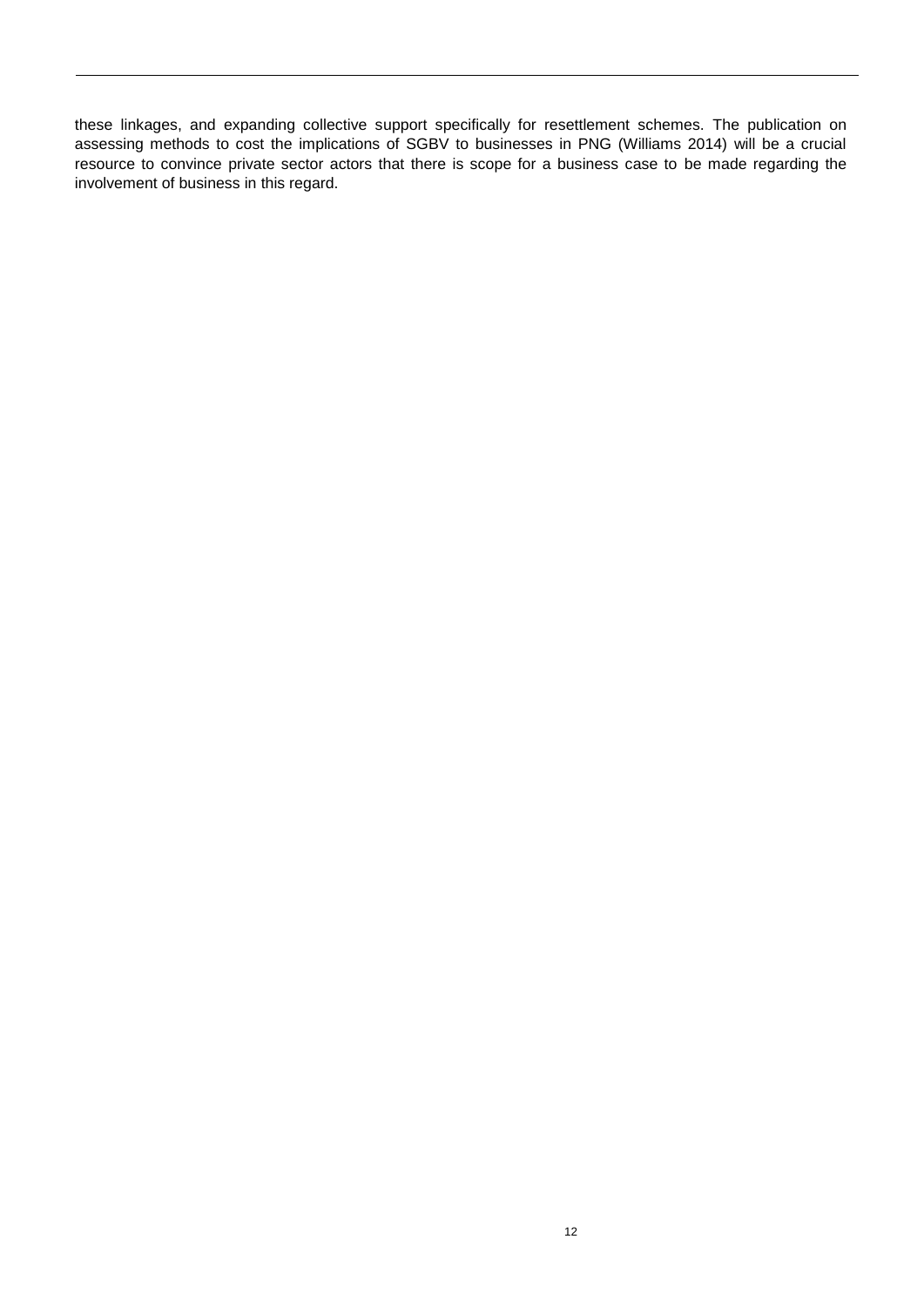these linkages, and expanding collective support specifically for resettlement schemes. The publication on assessing methods to cost the implications of SGBV to businesses in PNG (Williams 2014) will be a crucial resource to convince private sector actors that there is scope for a business case to be made regarding the involvement of business in this regard.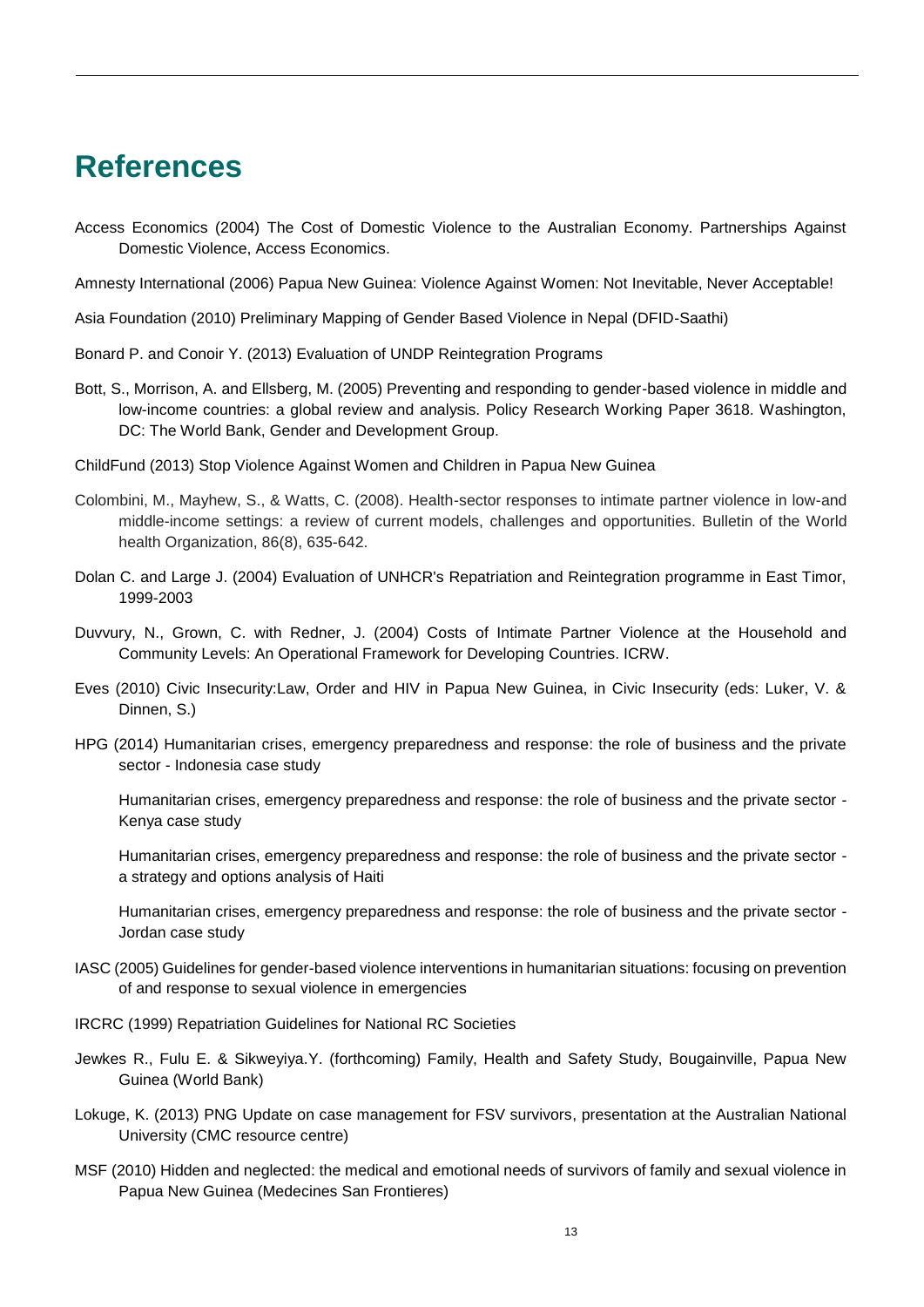# References

Access Economics (2004) The Cost of Domestic Violence to the Australian Economy. Partnerships Against Domestic Violence, Access Economics.

Amnesty International (2006) Papua New Guinea: Violence Against Women: Not Inevitable, Never Acceptable!

Asia Foundation (2010) Preliminary Mapping of Gender Based Violence in Nepal (DFID-Saathi)

Bonard P. and Conoir Y. (2013) Evaluation of UNDP Reintegration Programs

Bott, S., Morrison, A. and Ellsberg, M. (2005) Preventing and responding to gender-based violence in middle and low-income countries: a global review and analysis. Policy Research Working Paper 3618. Washington, DC: The World Bank, Gender and Development Group.

ChildFund (2013) Stop Violence Against Women and Children in Papua New Guinea

Colombini, M., Mayhew, S., & Watts, C. (2008). Health-sector responses to intimate partner violence in low-and middle-income settings: a review of current models, challenges and opportunities. Bulletin of the World health Organization, 86(8), 635-642.

Dolan C. and Large J. (2004) Evaluation of UNHCR's Repatriation and Reintegration programme in East Timor, 1999-2003

Duvvury, N., Grown, C. with Redner, J. (2004) Costs of Intimate Partner Violence at the Household and Community Levels: An Operational Framework for Developing Countries. ICRW.

Eves (2010) Civic Insecurity:Law, Order and HIV in Papua New Guinea, in Civic Insecurity (eds: Luker, V. & Dinnen, S.)

HPG (2014) Humanitarian crises, emergency preparedness and response: the role of business and the private sector - Indonesia case study

Humanitarian crises, emergency preparedness and response: the role of business and the private sector - Kenya case study

Humanitarian crises, emergency preparedness and response: the role of business and the private sector - a strategy and options analysis of Haiti

Humanitarian crises, emergency preparedness and response: the role of business and the private sector - Jordan case study

IASC (2005) Guidelines for gender-based violence interventions in humanitarian situations: focusing on prevention of and response to sexual violence in emergencies

IRCRC (1999) Repatriation Guidelines for National RC Societies

Jewkes R., Fulu E. & Sikweyiya.Y. (forthcoming) Family, Health and Safety Study, Bougainville, Papua New Guinea (World Bank)

Lokuge, K. (2013) PNG Update on case management for FSV survivors, presentation at the Australian National University (CMC resource centre)

MSF (2010) Hidden and neglected: the medical and emotional needs of survivors of family and sexual violence in Papua New Guinea (Medecines San Frontieres)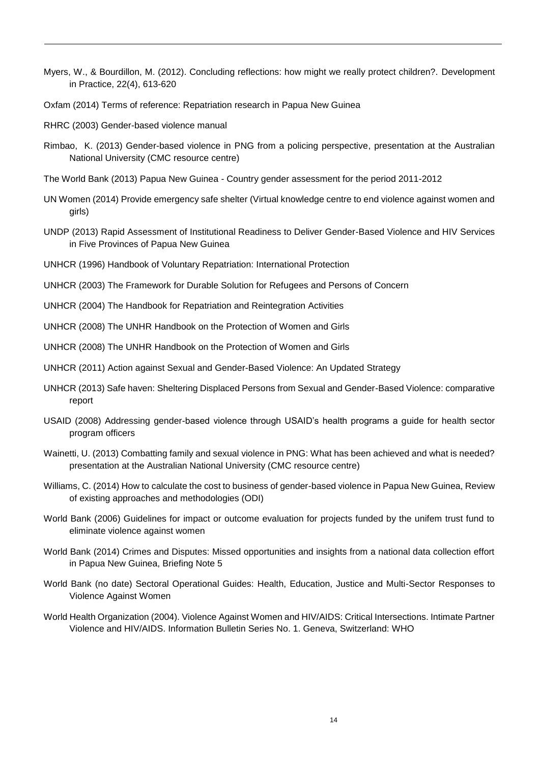Myers, W., & Bourdillon, M. (2012). Concluding reflections: how might we really protect children?. Development in Practice, 22(4), 613-620

Oxfam (2014) Terms of reference: Repatriation research in Papua New Guinea

RHRC (2003) Gender-based violence manual

Rimbao, K. (2013) Gender-based violence in PNG from a policing perspective, presentation at the Australian National University (CMC resource centre)

The World Bank (2013) Papua New Guinea - Country gender assessment for the period 2011-2012

UN Women (2014) Provide emergency safe shelter (Virtual knowledge centre to end violence against women and girls)

UNDP (2013) Rapid Assessment of Institutional Readiness to Deliver Gender-Based Violence and HIV Services in Five Provinces of Papua New Guinea

UNHCR (1996) Handbook of Voluntary Repatriation: International Protection

UNHCR (2003) The Framework for Durable Solution for Refugees and Persons of Concern

UNHCR (2004) The Handbook for Repatriation and Reintegration Activities

UNHCR (2008) The UNHR Handbook on the Protection of Women and Girls

UNHCR (2008) The UNHR Handbook on the Protection of Women and Girls

UNHCR (2011) Action against Sexual and Gender-Based Violence: An Updated Strategy

UNHCR (2013) Safe haven: Sheltering Displaced Persons from Sexual and Gender-Based Violence: comparative report

USAID (2008) Addressing gender-based violence through USAID's health programs a guide for health sector program officers

Wainetti, U. (2013) Combatting family and sexual violence in PNG: What has been achieved and what is needed? presentation at the Australian National University (CMC resource centre)

Williams, C. (2014) How to calculate the cost to business of gender-based violence in Papua New Guinea, Review of existing approaches and methodologies (ODI)

World Bank (2006) Guidelines for impact or outcome evaluation for projects funded by the unifem trust fund to eliminate violence against women

World Bank (2014) Crimes and Disputes: Missed opportunities and insights from a national data collection effort in Papua New Guinea, Briefing Note 5

World Bank (no date) Sectoral Operational Guides: Health, Education, Justice and Multi-Sector Responses to Violence Against Women

World Health Organization (2004). Violence Against Women and HIV/AIDS: Critical Intersections. Intimate Partner Violence and HIV/AIDS. Information Bulletin Series No. 1. Geneva, Switzerland: WHO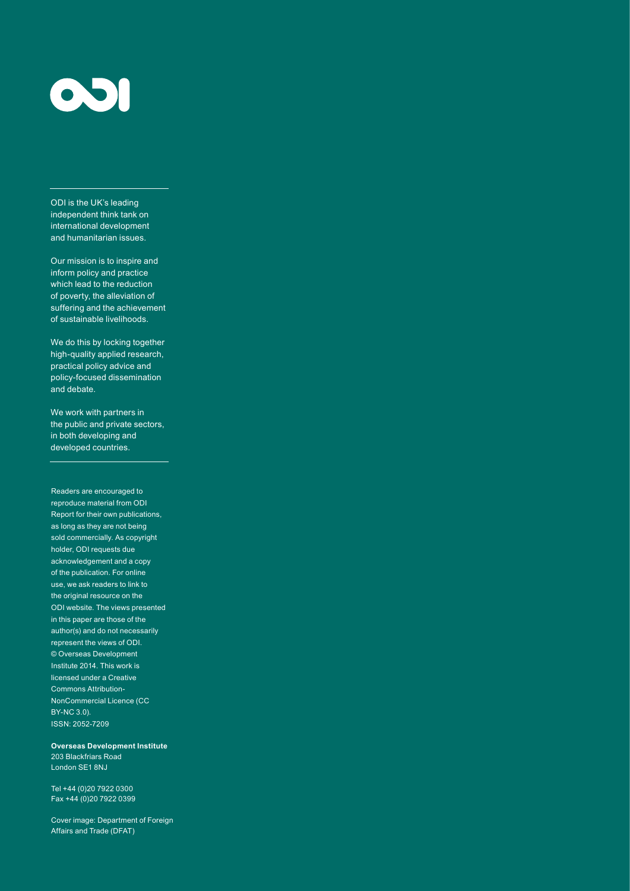ODI is the UK's leading independent think tank on international development and humanitarian issues.

Our mission is to inspire and inform policy and practice which lead to the reduction of poverty, the alleviation of suffering and the achievement of sustainable livelihoods.

We do this by locking together high-quality applied research, practical policy advice and policy-focused dissemination and debate.

We work with partners in the public and private sectors, in both developing and developed countries.

Readers are encouraged to reproduce material from ODI Report for their own publications, as long as they are not being sold commercially. As copyright holder, ODI requests due acknowledgement and a copy of the publication. For online use, we ask readers to link to the original resource on the ODI website. The views presented in this paper are those of the author(s) and do not necessarily represent the views of ODI.
© Overseas Development Institute 2014. This work is licensed under a Creative Commons Attribution-NonCommercial Licence (CC BY-NC 3.0).
ISSN: 2052-7209

**Overseas Development Institute**
203 Blackfriars Road
London SE1 8NJ

Tel +44 (0)20 7922 0300
Fax +44 (0)20 7922 0399

Cover image: Department of Foreign Affairs and Trade (DFAT)